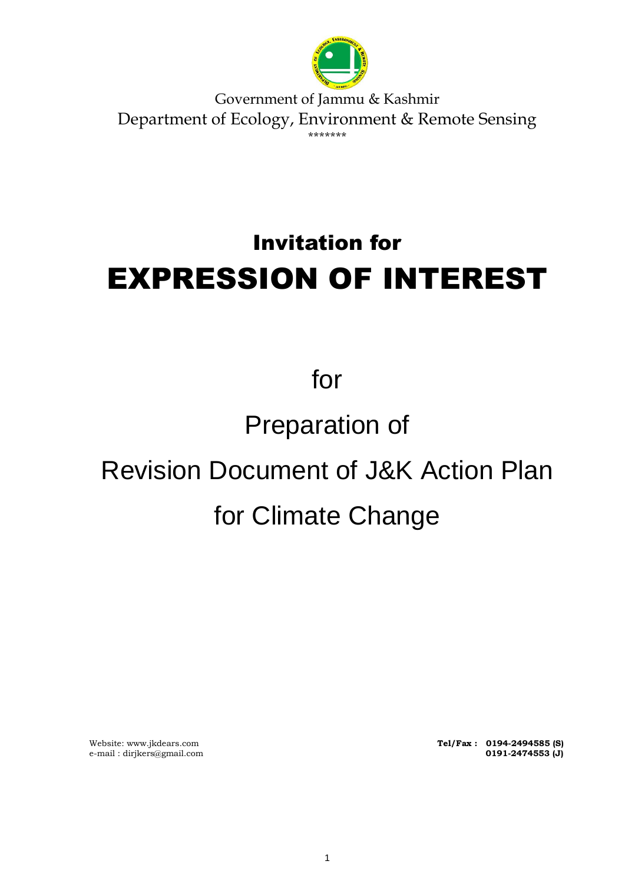Government of Jammu & Kashmir

Department of Ecology, Environment & Remote Sensing

*******

# Invitation for

# EXPRESSION OF INTEREST

## for

## Preparation of

## Revision Document of J&K Action Plan

## for Climate Change

Website: www.jkdears.com
e-mail : dirjkers@gmail.com

**Tel/Fax : 0194-2494585 (S)**
**0191-2474553 (J)**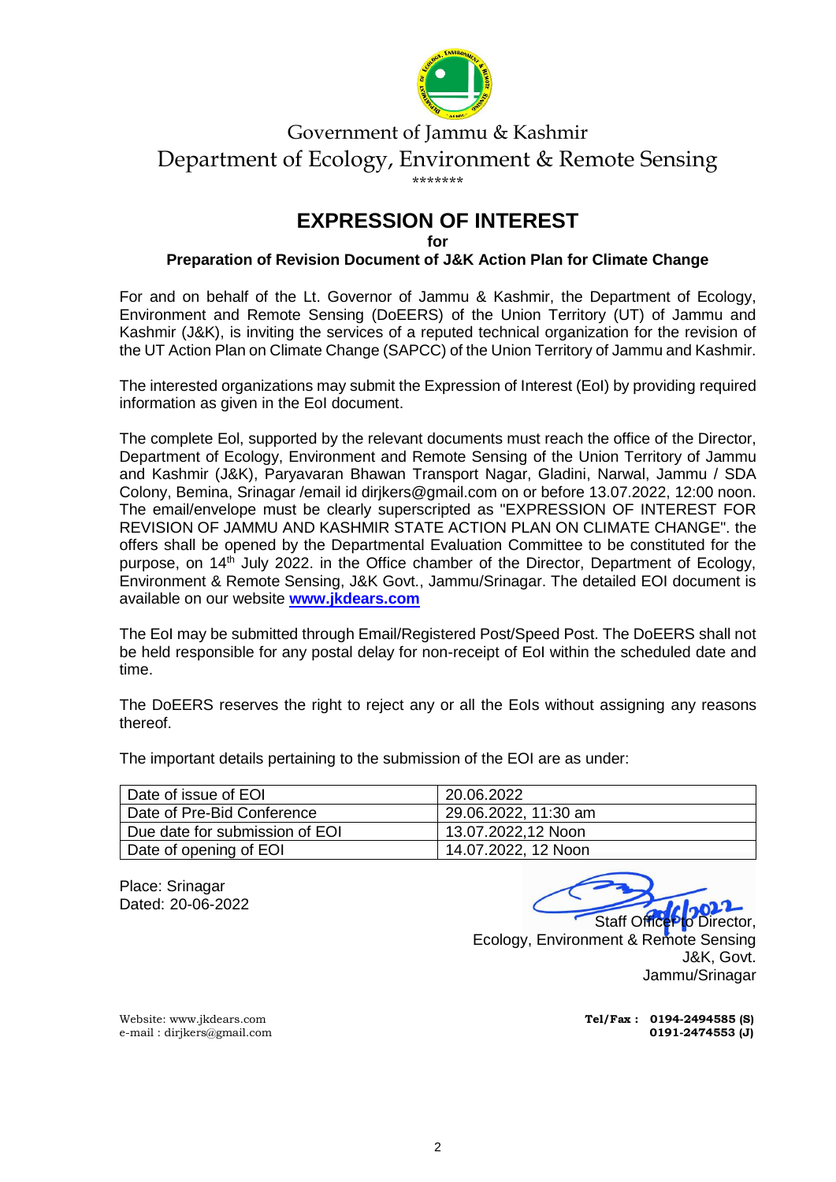Government of Jammu & Kashmir

Department of Ecology, Environment & Remote Sensing

\*\*\*\*\*\*\*

# EXPRESSION OF INTEREST

**for**

**Preparation of Revision Document of J&K Action Plan for Climate Change**

For and on behalf of the Lt. Governor of Jammu & Kashmir, the Department of Ecology, Environment and Remote Sensing (DoEERS) of the Union Territory (UT) of Jammu and Kashmir (J&K), is inviting the services of a reputed technical organization for the revision of the UT Action Plan on Climate Change (SAPCC) of the Union Territory of Jammu and Kashmir.

The interested organizations may submit the Expression of Interest (EoI) by providing required information as given in the EoI document.

The complete EoI, supported by the relevant documents must reach the office of the Director, Department of Ecology, Environment and Remote Sensing of the Union Territory of Jammu and Kashmir (J&K), Paryavaran Bhawan Transport Nagar, Gladini, Narwal, Jammu / SDA Colony, Bemina, Srinagar /email id dirjkers@gmail.com on or before 13.07.2022, 12:00 noon. The email/envelope must be clearly superscripted as "EXPRESSION OF INTEREST FOR REVISION OF JAMMU AND KASHMIR STATE ACTION PLAN ON CLIMATE CHANGE". the offers shall be opened by the Departmental Evaluation Committee to be constituted for the purpose, on 14th July 2022. in the Office chamber of the Director, Department of Ecology, Environment & Remote Sensing, J&K Govt., Jammu/Srinagar. The detailed EOI document is available on our website **www.jkdears.com**

The EoI may be submitted through Email/Registered Post/Speed Post. The DoEERS shall not be held responsible for any postal delay for non-receipt of EoI within the scheduled date and time.

The DoEERS reserves the right to reject any or all the EoIs without assigning any reasons thereof.

The important details pertaining to the submission of the EOI are as under:

| Date of issue of EOI | 20.06.2022 |
|---|---|
| Date of Pre-Bid Conference | 29.06.2022, 11:30 am |
| Due date for submission of EOI | 13.07.2022,12 Noon |
| Date of opening of EOI | 14.07.2022, 12 Noon |

Place: Srinagar
Dated: 20-06-2022

Sd/- 20/6/2022
Staff Officer to Director,
Ecology, Environment & Remote Sensing
J&K, Govt.
Jammu/Srinagar

Website: www.jkdears.com
e-mail : dirjkers@gmail.com

**Tel/Fax : 0194-2494585 (S)**
**0191-2474553 (J)**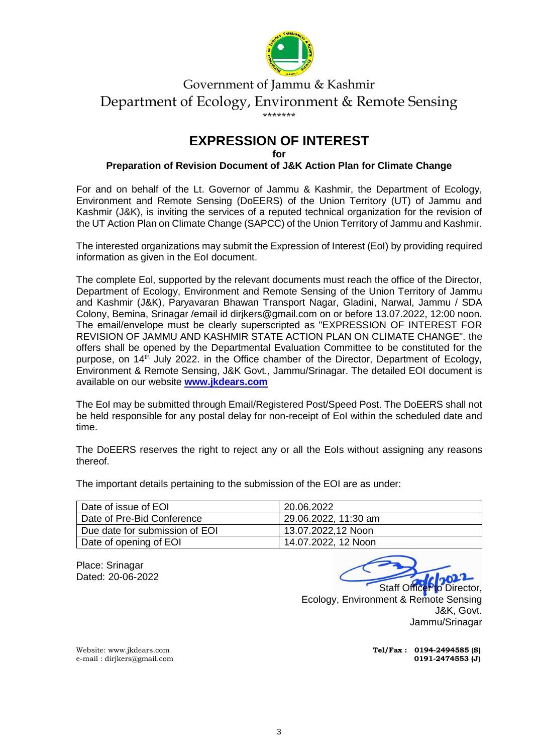Government of Jammu & Kashmir

Department of Ecology, Environment & Remote Sensing

\*\*\*\*\*\*\*

# EXPRESSION OF INTEREST

**for**

**Preparation of Revision Document of J&K Action Plan for Climate Change**

For and on behalf of the Lt. Governor of Jammu & Kashmir, the Department of Ecology, Environment and Remote Sensing (DoEERS) of the Union Territory (UT) of Jammu and Kashmir (J&K), is inviting the services of a reputed technical organization for the revision of the UT Action Plan on Climate Change (SAPCC) of the Union Territory of Jammu and Kashmir.

The interested organizations may submit the Expression of Interest (EoI) by providing required information as given in the EoI document.

The complete EoI, supported by the relevant documents must reach the office of the Director, Department of Ecology, Environment and Remote Sensing of the Union Territory of Jammu and Kashmir (J&K), Paryavaran Bhawan Transport Nagar, Gladini, Narwal, Jammu / SDA Colony, Bemina, Srinagar /email id dirjkers@gmail.com on or before 13.07.2022, 12:00 noon. The email/envelope must be clearly superscripted as "EXPRESSION OF INTEREST FOR REVISION OF JAMMU AND KASHMIR STATE ACTION PLAN ON CLIMATE CHANGE". the offers shall be opened by the Departmental Evaluation Committee to be constituted for the purpose, on 14th July 2022. in the Office chamber of the Director, Department of Ecology, Environment & Remote Sensing, J&K Govt., Jammu/Srinagar. The detailed EOI document is available on our website **www.jkdears.com**

The EoI may be submitted through Email/Registered Post/Speed Post. The DoEERS shall not be held responsible for any postal delay for non-receipt of EoI within the scheduled date and time.

The DoEERS reserves the right to reject any or all the EoIs without assigning any reasons thereof.

The important details pertaining to the submission of the EOI are as under:

| Date of issue of EOI | 20.06.2022 |
|---|---|
| Date of Pre-Bid Conference | 29.06.2022, 11:30 am |
| Due date for submission of EOI | 13.07.2022,12 Noon |
| Date of opening of EOI | 14.07.2022, 12 Noon |

Place: Srinagar
Dated: 20-06-2022

20/6/2022

Staff Officer to Director,
Ecology, Environment & Remote Sensing
J&K, Govt.
Jammu/Srinagar

Website: www.jkdears.com
e-mail : dirjkers@gmail.com

**Tel/Fax : 0194-2494585 (S)**
**0191-2474553 (J)**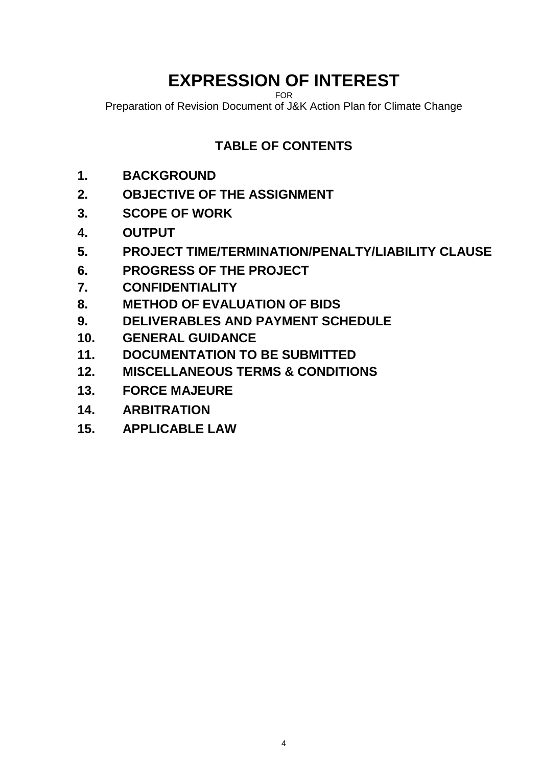# EXPRESSION OF INTEREST

FOR

Preparation of Revision Document of J&K Action Plan for Climate Change

## TABLE OF CONTENTS

1. **BACKGROUND**
2. **OBJECTIVE OF THE ASSIGNMENT**
3. **SCOPE OF WORK**
4. **OUTPUT**
5. **PROJECT TIME/TERMINATION/PENALTY/LIABILITY CLAUSE**
6. **PROGRESS OF THE PROJECT**
7. **CONFIDENTIALITY**
8. **METHOD OF EVALUATION OF BIDS**
9. **DELIVERABLES AND PAYMENT SCHEDULE**
10. **GENERAL GUIDANCE**
11. **DOCUMENTATION TO BE SUBMITTED**
12. **MISCELLANEOUS TERMS & CONDITIONS**
13. **FORCE MAJEURE**
14. **ARBITRATION**
15. **APPLICABLE LAW**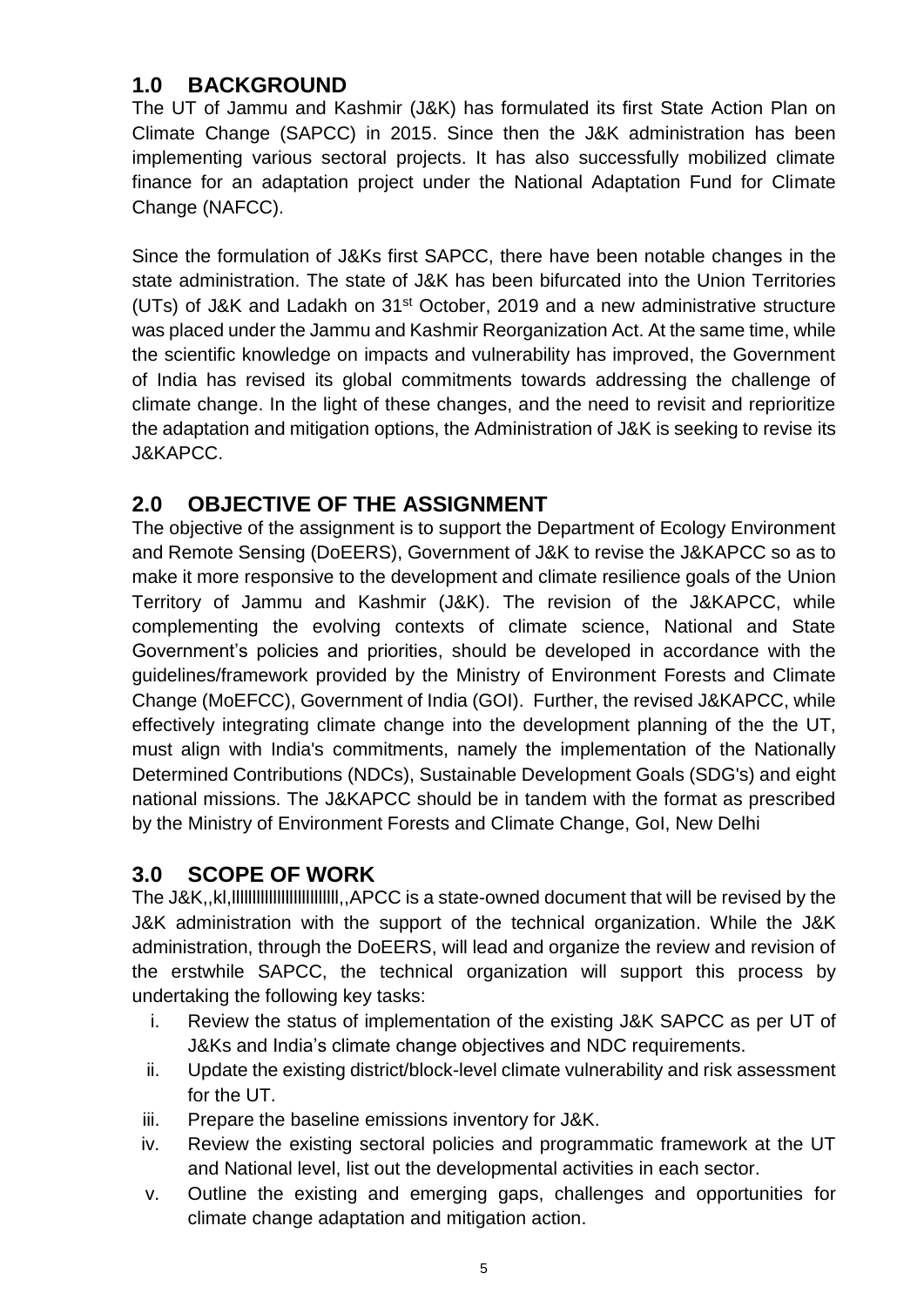## 1.0 BACKGROUND

The UT of Jammu and Kashmir (J&K) has formulated its first State Action Plan on Climate Change (SAPCC) in 2015. Since then the J&K administration has been implementing various sectoral projects. It has also successfully mobilized climate finance for an adaptation project under the National Adaptation Fund for Climate Change (NAFCC).

Since the formulation of J&Ks first SAPCC, there have been notable changes in the state administration. The state of J&K has been bifurcated into the Union Territories (UTs) of J&K and Ladakh on 31st October, 2019 and a new administrative structure was placed under the Jammu and Kashmir Reorganization Act. At the same time, while the scientific knowledge on impacts and vulnerability has improved, the Government of India has revised its global commitments towards addressing the challenge of climate change. In the light of these changes, and the need to revisit and reprioritize the adaptation and mitigation options, the Administration of J&K is seeking to revise its J&KAPCC.

## 2.0 OBJECTIVE OF THE ASSIGNMENT

The objective of the assignment is to support the Department of Ecology Environment and Remote Sensing (DoEERS), Government of J&K to revise the J&KAPCC so as to make it more responsive to the development and climate resilience goals of the Union Territory of Jammu and Kashmir (J&K). The revision of the J&KAPCC, while complementing the evolving contexts of climate science, National and State Government's policies and priorities, should be developed in accordance with the guidelines/framework provided by the Ministry of Environment Forests and Climate Change (MoEFCC), Government of India (GOI). Further, the revised J&KAPCC, while effectively integrating climate change into the development planning of the the UT, must align with India's commitments, namely the implementation of the Nationally Determined Contributions (NDCs), Sustainable Development Goals (SDG's) and eight national missions. The J&KAPCC should be in tandem with the format as prescribed by the Ministry of Environment Forests and Climate Change, GoI, New Delhi

## 3.0 SCOPE OF WORK

The J&K,,kl,llllllllllllllllllllllll,,APCC is a state-owned document that will be revised by the J&K administration with the support of the technical organization. While the J&K administration, through the DoEERS, will lead and organize the review and revision of the erstwhile SAPCC, the technical organization will support this process by undertaking the following key tasks:

i. Review the status of implementation of the existing J&K SAPCC as per UT of J&Ks and India's climate change objectives and NDC requirements.
ii. Update the existing district/block-level climate vulnerability and risk assessment for the UT.
iii. Prepare the baseline emissions inventory for J&K.
iv. Review the existing sectoral policies and programmatic framework at the UT and National level, list out the developmental activities in each sector.
v. Outline the existing and emerging gaps, challenges and opportunities for climate change adaptation and mitigation action.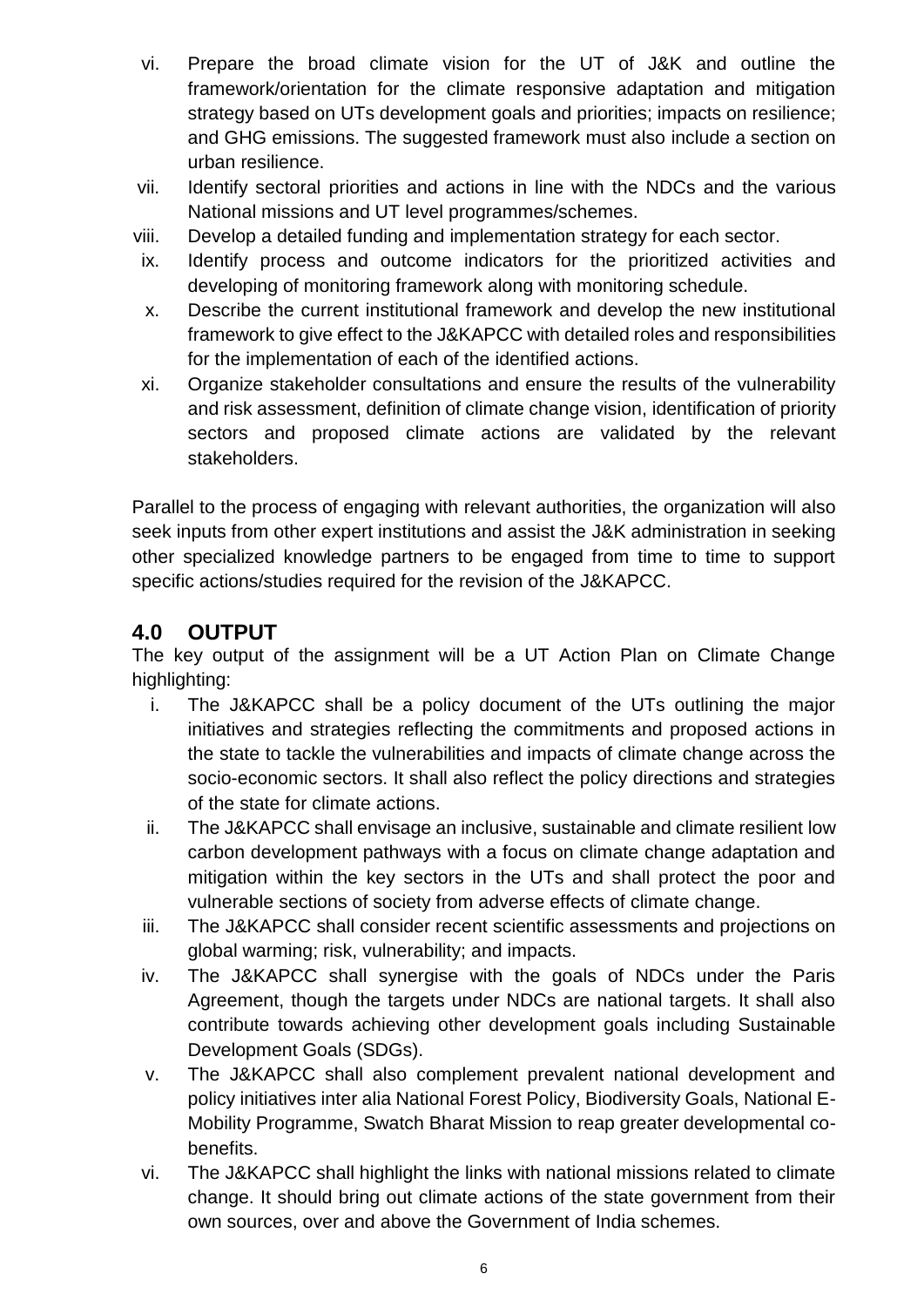vi. Prepare the broad climate vision for the UT of J&K and outline the framework/orientation for the climate responsive adaptation and mitigation strategy based on UTs development goals and priorities; impacts on resilience; and GHG emissions. The suggested framework must also include a section on urban resilience.

vii. Identify sectoral priorities and actions in line with the NDCs and the various National missions and UT level programmes/schemes.

viii. Develop a detailed funding and implementation strategy for each sector.

ix. Identify process and outcome indicators for the prioritized activities and developing of monitoring framework along with monitoring schedule.

x. Describe the current institutional framework and develop the new institutional framework to give effect to the J&KAPCC with detailed roles and responsibilities for the implementation of each of the identified actions.

xi. Organize stakeholder consultations and ensure the results of the vulnerability and risk assessment, definition of climate change vision, identification of priority sectors and proposed climate actions are validated by the relevant stakeholders.

Parallel to the process of engaging with relevant authorities, the organization will also seek inputs from other expert institutions and assist the J&K administration in seeking other specialized knowledge partners to be engaged from time to time to support specific actions/studies required for the revision of the J&KAPCC.

## 4.0 OUTPUT

The key output of the assignment will be a UT Action Plan on Climate Change highlighting:

i. The J&KAPCC shall be a policy document of the UTs outlining the major initiatives and strategies reflecting the commitments and proposed actions in the state to tackle the vulnerabilities and impacts of climate change across the socio-economic sectors. It shall also reflect the policy directions and strategies of the state for climate actions.

ii. The J&KAPCC shall envisage an inclusive, sustainable and climate resilient low carbon development pathways with a focus on climate change adaptation and mitigation within the key sectors in the UTs and shall protect the poor and vulnerable sections of society from adverse effects of climate change.

iii. The J&KAPCC shall consider recent scientific assessments and projections on global warming; risk, vulnerability; and impacts.

iv. The J&KAPCC shall synergise with the goals of NDCs under the Paris Agreement, though the targets under NDCs are national targets. It shall also contribute towards achieving other development goals including Sustainable Development Goals (SDGs).

v. The J&KAPCC shall also complement prevalent national development and policy initiatives inter alia National Forest Policy, Biodiversity Goals, National E-Mobility Programme, Swatch Bharat Mission to reap greater developmental co-benefits.

vi. The J&KAPCC shall highlight the links with national missions related to climate change. It should bring out climate actions of the state government from their own sources, over and above the Government of India schemes.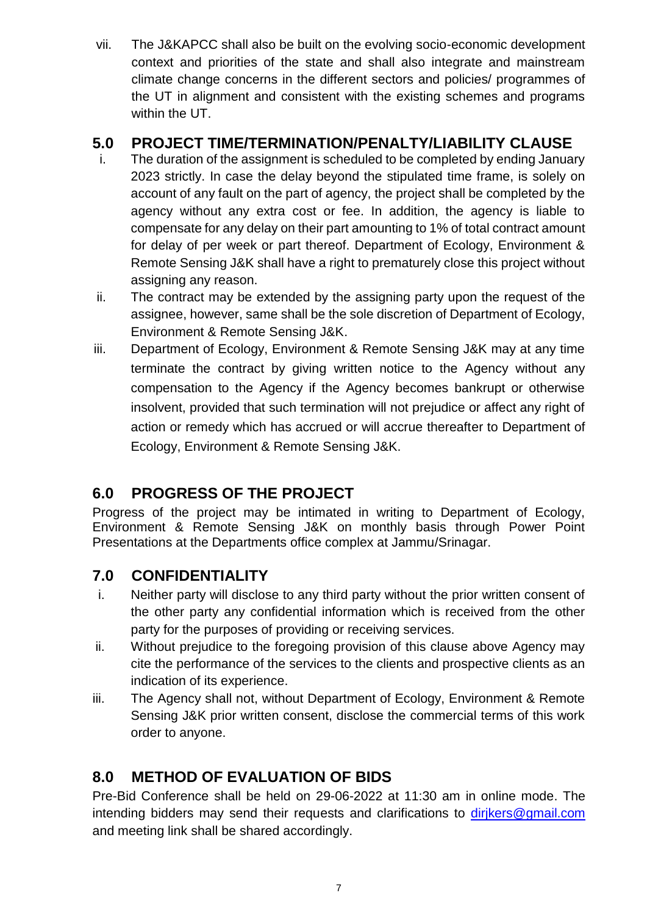vii. The J&KAPCC shall also be built on the evolving socio-economic development context and priorities of the state and shall also integrate and mainstream climate change concerns in the different sectors and policies/ programmes of the UT in alignment and consistent with the existing schemes and programs within the UT.

## 5.0 PROJECT TIME/TERMINATION/PENALTY/LIABILITY CLAUSE

i. The duration of the assignment is scheduled to be completed by ending January 2023 strictly. In case the delay beyond the stipulated time frame, is solely on account of any fault on the part of agency, the project shall be completed by the agency without any extra cost or fee. In addition, the agency is liable to compensate for any delay on their part amounting to 1% of total contract amount for delay of per week or part thereof. Department of Ecology, Environment & Remote Sensing J&K shall have a right to prematurely close this project without assigning any reason.

ii. The contract may be extended by the assigning party upon the request of the assignee, however, same shall be the sole discretion of Department of Ecology, Environment & Remote Sensing J&K.

iii. Department of Ecology, Environment & Remote Sensing J&K may at any time terminate the contract by giving written notice to the Agency without any compensation to the Agency if the Agency becomes bankrupt or otherwise insolvent, provided that such termination will not prejudice or affect any right of action or remedy which has accrued or will accrue thereafter to Department of Ecology, Environment & Remote Sensing J&K.

## 6.0 PROGRESS OF THE PROJECT

Progress of the project may be intimated in writing to Department of Ecology, Environment & Remote Sensing J&K on monthly basis through Power Point Presentations at the Departments office complex at Jammu/Srinagar.

## 7.0 CONFIDENTIALITY

i. Neither party will disclose to any third party without the prior written consent of the other party any confidential information which is received from the other party for the purposes of providing or receiving services.

ii. Without prejudice to the foregoing provision of this clause above Agency may cite the performance of the services to the clients and prospective clients as an indication of its experience.

iii. The Agency shall not, without Department of Ecology, Environment & Remote Sensing J&K prior written consent, disclose the commercial terms of this work order to anyone.

## 8.0 METHOD OF EVALUATION OF BIDS

Pre-Bid Conference shall be held on 29-06-2022 at 11:30 am in online mode. The intending bidders may send their requests and clarifications to dirjkers@gmail.com and meeting link shall be shared accordingly.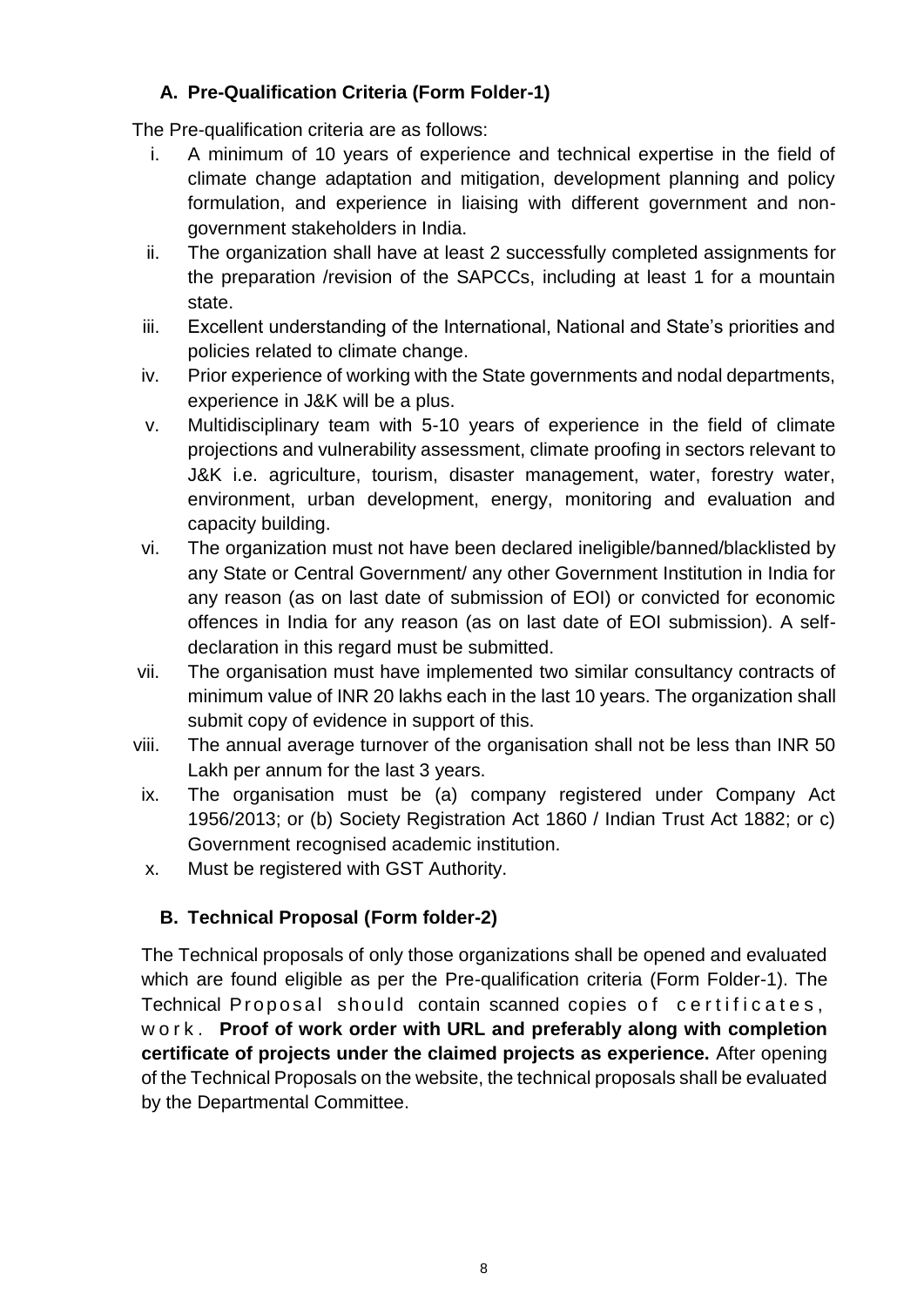### A. Pre-Qualification Criteria (Form Folder-1)

The Pre-qualification criteria are as follows:

i. A minimum of 10 years of experience and technical expertise in the field of climate change adaptation and mitigation, development planning and policy formulation, and experience in liaising with different government and non-government stakeholders in India.

ii. The organization shall have at least 2 successfully completed assignments for the preparation /revision of the SAPCCs, including at least 1 for a mountain state.

iii. Excellent understanding of the International, National and State's priorities and policies related to climate change.

iv. Prior experience of working with the State governments and nodal departments, experience in J&K will be a plus.

v. Multidisciplinary team with 5-10 years of experience in the field of climate projections and vulnerability assessment, climate proofing in sectors relevant to J&K i.e. agriculture, tourism, disaster management, water, forestry water, environment, urban development, energy, monitoring and evaluation and capacity building.

vi. The organization must not have been declared ineligible/banned/blacklisted by any State or Central Government/ any other Government Institution in India for any reason (as on last date of submission of EOI) or convicted for economic offences in India for any reason (as on last date of EOI submission). A self-declaration in this regard must be submitted.

vii. The organisation must have implemented two similar consultancy contracts of minimum value of INR 20 lakhs each in the last 10 years. The organization shall submit copy of evidence in support of this.

viii. The annual average turnover of the organisation shall not be less than INR 50 Lakh per annum for the last 3 years.

ix. The organisation must be (a) company registered under Company Act 1956/2013; or (b) Society Registration Act 1860 / Indian Trust Act 1882; or c) Government recognised academic institution.

x. Must be registered with GST Authority.

### B. Technical Proposal (Form folder-2)

The Technical proposals of only those organizations shall be opened and evaluated which are found eligible as per the Pre-qualification criteria (Form Folder-1). The Technical Proposal should contain scanned copies of certificates, work. **Proof of work order with URL and preferably along with completion certificate of projects under the claimed projects as experience.** After opening of the Technical Proposals on the website, the technical proposals shall be evaluated by the Departmental Committee.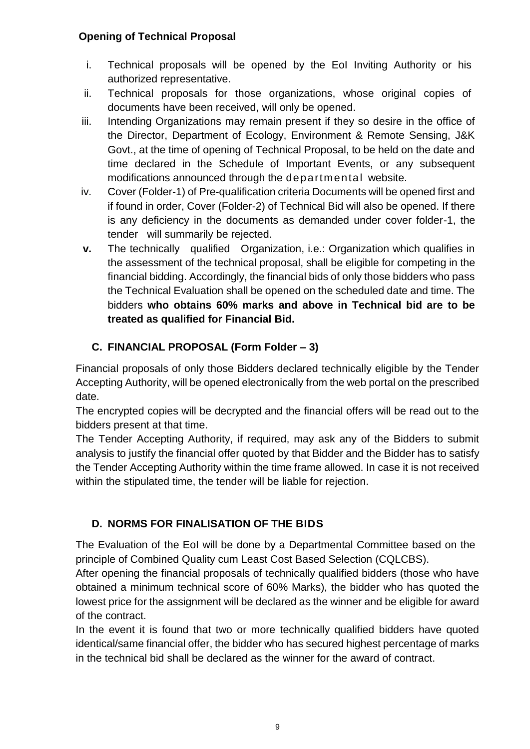**Opening of Technical Proposal**

i. Technical proposals will be opened by the EoI Inviting Authority or his authorized representative.

ii. Technical proposals for those organizations, whose original copies of documents have been received, will only be opened.

iii. Intending Organizations may remain present if they so desire in the office of the Director, Department of Ecology, Environment & Remote Sensing, J&K Govt., at the time of opening of Technical Proposal, to be held on the date and time declared in the Schedule of Important Events, or any subsequent modifications announced through the departmental website.

iv. Cover (Folder-1) of Pre-qualification criteria Documents will be opened first and if found in order, Cover (Folder-2) of Technical Bid will also be opened. If there is any deficiency in the documents as demanded under cover folder-1, the tender will summarily be rejected.

**v.** The technically qualified Organization, i.e.: Organization which qualifies in the assessment of the technical proposal, shall be eligible for competing in the financial bidding. Accordingly, the financial bids of only those bidders who pass the Technical Evaluation shall be opened on the scheduled date and time. The bidders **who obtains 60% marks and above in Technical bid are to be treated as qualified for Financial Bid.**

## C. FINANCIAL PROPOSAL (Form Folder – 3)

Financial proposals of only those Bidders declared technically eligible by the Tender Accepting Authority, will be opened electronically from the web portal on the prescribed date.

The encrypted copies will be decrypted and the financial offers will be read out to the bidders present at that time.

The Tender Accepting Authority, if required, may ask any of the Bidders to submit analysis to justify the financial offer quoted by that Bidder and the Bidder has to satisfy the Tender Accepting Authority within the time frame allowed. In case it is not received within the stipulated time, the tender will be liable for rejection.

## D. NORMS FOR FINALISATION OF THE BIDS

The Evaluation of the EoI will be done by a Departmental Committee based on the principle of Combined Quality cum Least Cost Based Selection (CQLCBS).

After opening the financial proposals of technically qualified bidders (those who have obtained a minimum technical score of 60% Marks), the bidder who has quoted the lowest price for the assignment will be declared as the winner and be eligible for award of the contract.

In the event it is found that two or more technically qualified bidders have quoted identical/same financial offer, the bidder who has secured highest percentage of marks in the technical bid shall be declared as the winner for the award of contract.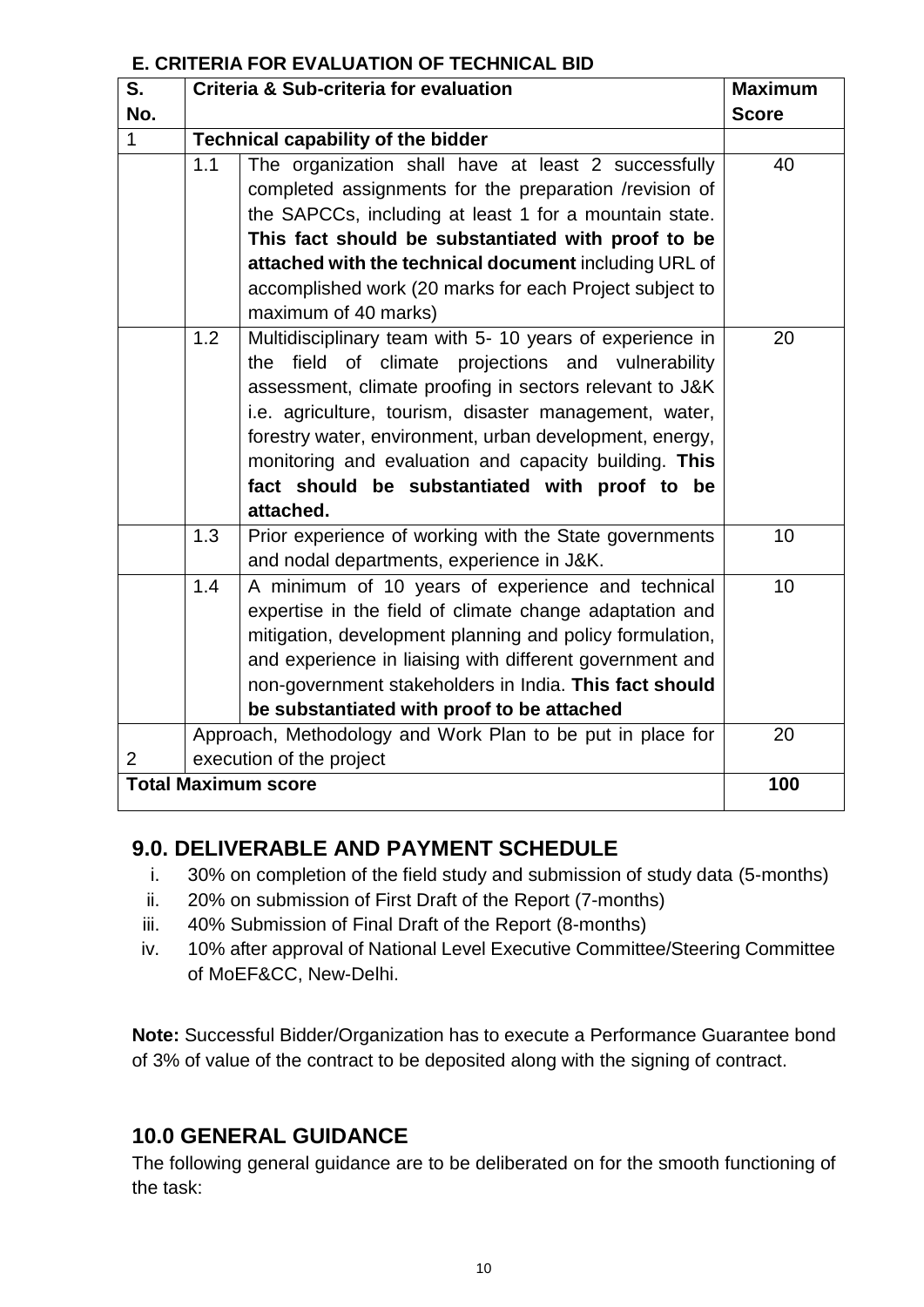### E. CRITERIA FOR EVALUATION OF TECHNICAL BID

| S. No. | | Criteria & Sub-criteria for evaluation | Maximum Score |
|---|---|---|---|
| 1 | | **Technical capability of the bidder** | |
| | 1.1 | The organization shall have at least 2 successfully completed assignments for the preparation /revision of the SAPCCs, including at least 1 for a mountain state. **This fact should be substantiated with proof to be attached with the technical document** including URL of accomplished work (20 marks for each Project subject to maximum of 40 marks) | 40 |
| | 1.2 | Multidisciplinary team with 5- 10 years of experience in the field of climate projections and vulnerability assessment, climate proofing in sectors relevant to J&K i.e. agriculture, tourism, disaster management, water, forestry water, environment, urban development, energy, monitoring and evaluation and capacity building. **This fact should be substantiated with proof to be attached.** | 20 |
| | 1.3 | Prior experience of working with the State governments and nodal departments, experience in J&K. | 10 |
| | 1.4 | A minimum of 10 years of experience and technical expertise in the field of climate change adaptation and mitigation, development planning and policy formulation, and experience in liaising with different government and non-government stakeholders in India. **This fact should be substantiated with proof to be attached** | 10 |
| 2 | | Approach, Methodology and Work Plan to be put in place for execution of the project | 20 |
| **Total Maximum score** | | | **100** |

## 9.0. DELIVERABLE AND PAYMENT SCHEDULE

i. 30% on completion of the field study and submission of study data (5-months)
ii. 20% on submission of First Draft of the Report (7-months)
iii. 40% Submission of Final Draft of the Report (8-months)
iv. 10% after approval of National Level Executive Committee/Steering Committee of MoEF&CC, New-Delhi.

**Note:** Successful Bidder/Organization has to execute a Performance Guarantee bond of 3% of value of the contract to be deposited along with the signing of contract.

## 10.0 GENERAL GUIDANCE

The following general guidance are to be deliberated on for the smooth functioning of the task: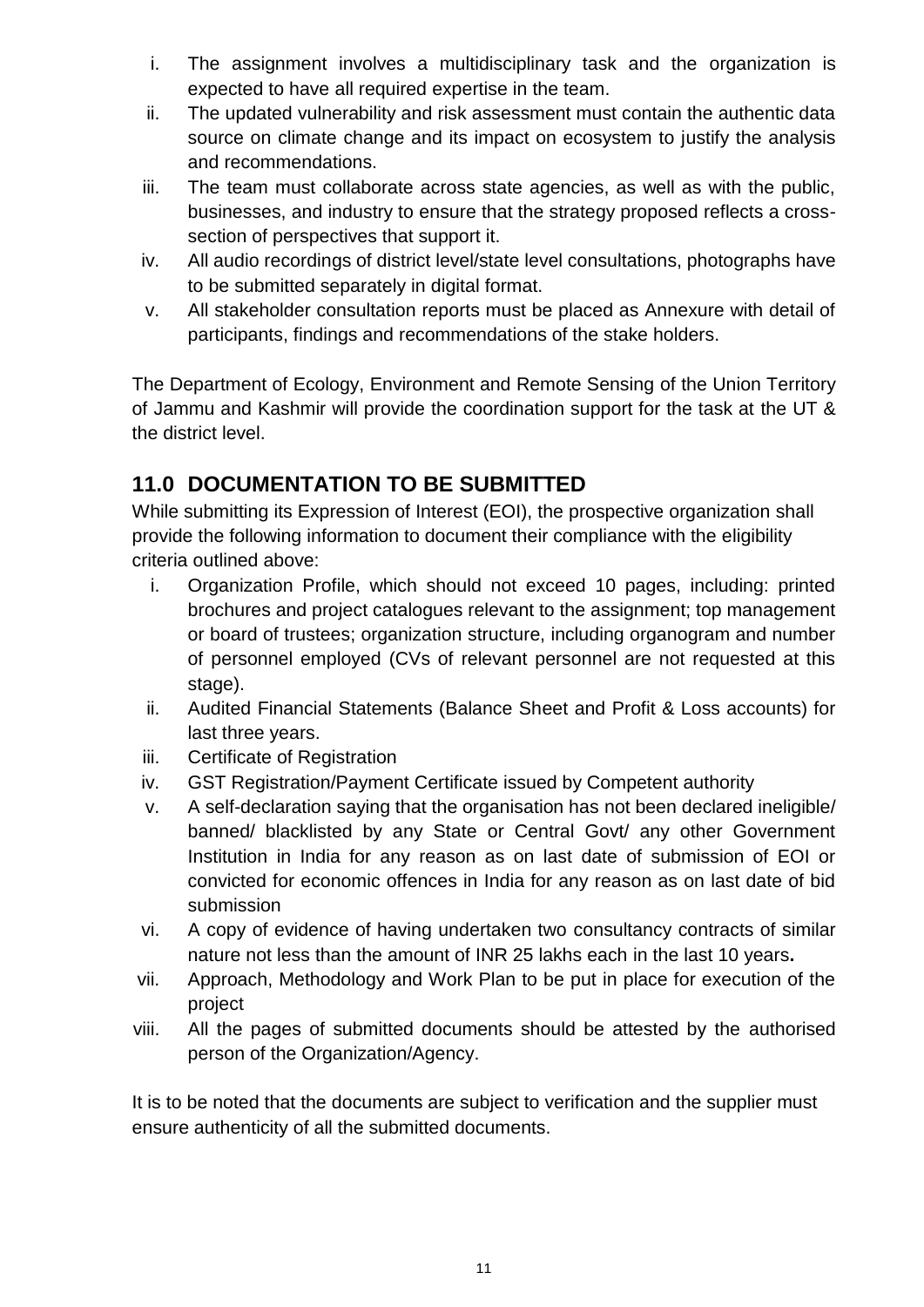i. The assignment involves a multidisciplinary task and the organization is expected to have all required expertise in the team.
ii. The updated vulnerability and risk assessment must contain the authentic data source on climate change and its impact on ecosystem to justify the analysis and recommendations.
iii. The team must collaborate across state agencies, as well as with the public, businesses, and industry to ensure that the strategy proposed reflects a cross-section of perspectives that support it.
iv. All audio recordings of district level/state level consultations, photographs have to be submitted separately in digital format.
v. All stakeholder consultation reports must be placed as Annexure with detail of participants, findings and recommendations of the stake holders.

The Department of Ecology, Environment and Remote Sensing of the Union Territory of Jammu and Kashmir will provide the coordination support for the task at the UT & the district level.

## 11.0 DOCUMENTATION TO BE SUBMITTED

While submitting its Expression of Interest (EOI), the prospective organization shall provide the following information to document their compliance with the eligibility criteria outlined above:

i. Organization Profile, which should not exceed 10 pages, including: printed brochures and project catalogues relevant to the assignment; top management or board of trustees; organization structure, including organogram and number of personnel employed (CVs of relevant personnel are not requested at this stage).
ii. Audited Financial Statements (Balance Sheet and Profit & Loss accounts) for last three years.
iii. Certificate of Registration
iv. GST Registration/Payment Certificate issued by Competent authority
v. A self-declaration saying that the organisation has not been declared ineligible/ banned/ blacklisted by any State or Central Govt/ any other Government Institution in India for any reason as on last date of submission of EOI or convicted for economic offences in India for any reason as on last date of bid submission
vi. A copy of evidence of having undertaken two consultancy contracts of similar nature not less than the amount of INR 25 lakhs each in the last 10 years**.**
vii. Approach, Methodology and Work Plan to be put in place for execution of the project
viii. All the pages of submitted documents should be attested by the authorised person of the Organization/Agency.

It is to be noted that the documents are subject to verification and the supplier must ensure authenticity of all the submitted documents.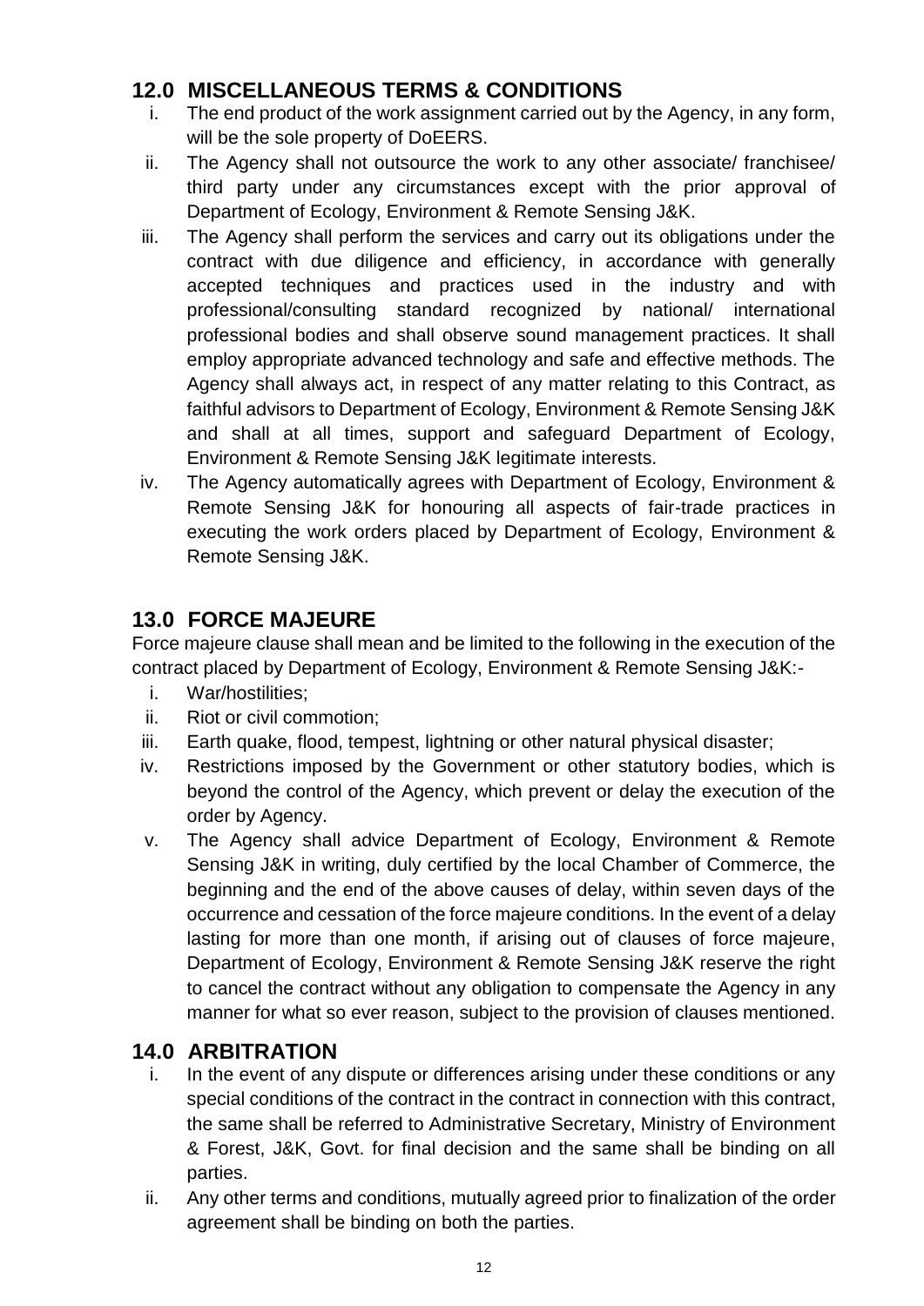## 12.0 MISCELLANEOUS TERMS & CONDITIONS

i. The end product of the work assignment carried out by the Agency, in any form, will be the sole property of DoEERS.

ii. The Agency shall not outsource the work to any other associate/ franchisee/ third party under any circumstances except with the prior approval of Department of Ecology, Environment & Remote Sensing J&K.

iii. The Agency shall perform the services and carry out its obligations under the contract with due diligence and efficiency, in accordance with generally accepted techniques and practices used in the industry and with professional/consulting standard recognized by national/ international professional bodies and shall observe sound management practices. It shall employ appropriate advanced technology and safe and effective methods. The Agency shall always act, in respect of any matter relating to this Contract, as faithful advisors to Department of Ecology, Environment & Remote Sensing J&K and shall at all times, support and safeguard Department of Ecology, Environment & Remote Sensing J&K legitimate interests.

iv. The Agency automatically agrees with Department of Ecology, Environment & Remote Sensing J&K for honouring all aspects of fair-trade practices in executing the work orders placed by Department of Ecology, Environment & Remote Sensing J&K.

## 13.0 FORCE MAJEURE

Force majeure clause shall mean and be limited to the following in the execution of the contract placed by Department of Ecology, Environment & Remote Sensing J&K:-

i. War/hostilities;

ii. Riot or civil commotion;

iii. Earth quake, flood, tempest, lightning or other natural physical disaster;

iv. Restrictions imposed by the Government or other statutory bodies, which is beyond the control of the Agency, which prevent or delay the execution of the order by Agency.

v. The Agency shall advice Department of Ecology, Environment & Remote Sensing J&K in writing, duly certified by the local Chamber of Commerce, the beginning and the end of the above causes of delay, within seven days of the occurrence and cessation of the force majeure conditions. In the event of a delay lasting for more than one month, if arising out of clauses of force majeure, Department of Ecology, Environment & Remote Sensing J&K reserve the right to cancel the contract without any obligation to compensate the Agency in any manner for what so ever reason, subject to the provision of clauses mentioned.

## 14.0 ARBITRATION

i. In the event of any dispute or differences arising under these conditions or any special conditions of the contract in the contract in connection with this contract, the same shall be referred to Administrative Secretary, Ministry of Environment & Forest, J&K, Govt. for final decision and the same shall be binding on all parties.

ii. Any other terms and conditions, mutually agreed prior to finalization of the order agreement shall be binding on both the parties.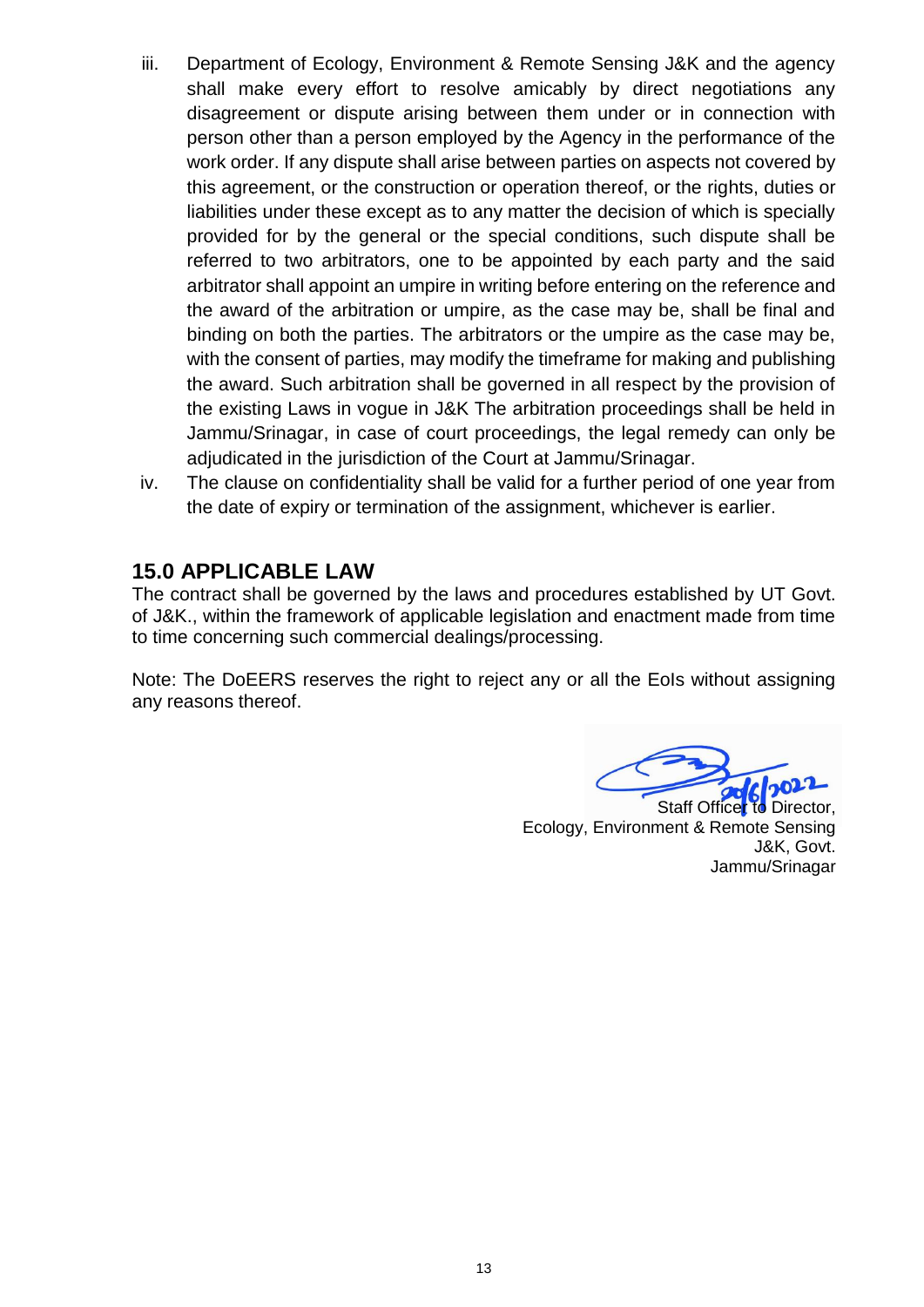iii. Department of Ecology, Environment & Remote Sensing J&K and the agency shall make every effort to resolve amicably by direct negotiations any disagreement or dispute arising between them under or in connection with person other than a person employed by the Agency in the performance of the work order. If any dispute shall arise between parties on aspects not covered by this agreement, or the construction or operation thereof, or the rights, duties or liabilities under these except as to any matter the decision of which is specially provided for by the general or the special conditions, such dispute shall be referred to two arbitrators, one to be appointed by each party and the said arbitrator shall appoint an umpire in writing before entering on the reference and the award of the arbitration or umpire, as the case may be, shall be final and binding on both the parties. The arbitrators or the umpire as the case may be, with the consent of parties, may modify the timeframe for making and publishing the award. Such arbitration shall be governed in all respect by the provision of the existing Laws in vogue in J&K The arbitration proceedings shall be held in Jammu/Srinagar, in case of court proceedings, the legal remedy can only be adjudicated in the jurisdiction of the Court at Jammu/Srinagar.

iv. The clause on confidentiality shall be valid for a further period of one year from the date of expiry or termination of the assignment, whichever is earlier.

## 15.0 APPLICABLE LAW

The contract shall be governed by the laws and procedures established by UT Govt. of J&K., within the framework of applicable legislation and enactment made from time to time concerning such commercial dealings/processing.

Note: The DoEERS reserves the right to reject any or all the EoIs without assigning any reasons thereof.

20/6/2022

Staff Officer to Director,
Ecology, Environment & Remote Sensing
J&K, Govt.
Jammu/Srinagar